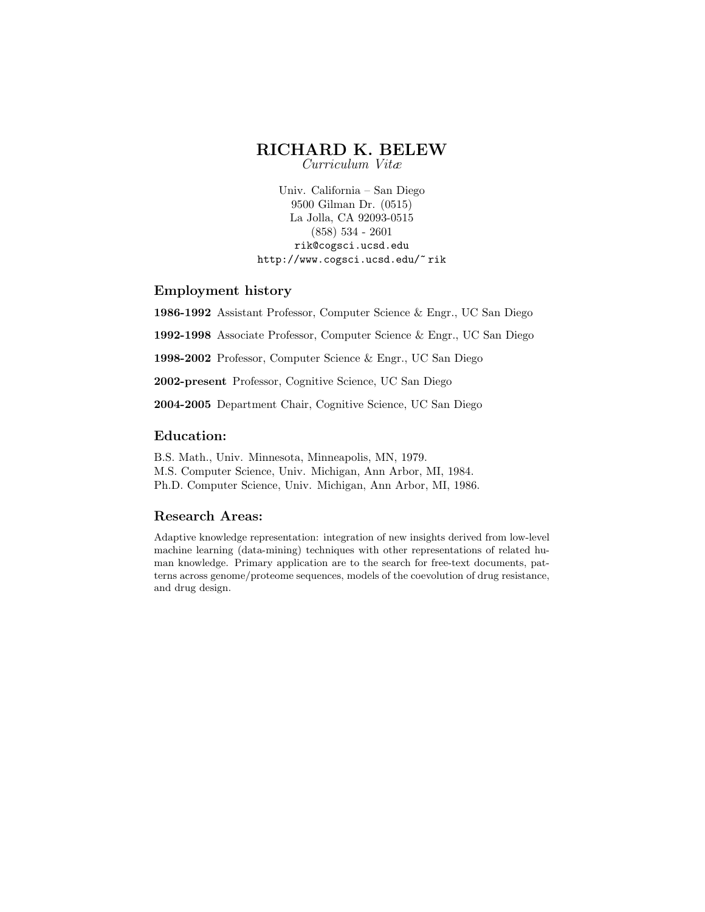# RICHARD K. BELEW

*Curriculum Vitæ*

Univ. California – San Diego
9500 Gilman Dr. (0515)
La Jolla, CA 92093-0515
(858) 534 - 2601
rik@cogsci.ucsd.edu
http://www.cogsci.ucsd.edu/~rik

## Employment history

**1986-1992** Assistant Professor, Computer Science & Engr., UC San Diego

**1992-1998** Associate Professor, Computer Science & Engr., UC San Diego

**1998-2002** Professor, Computer Science & Engr., UC San Diego

**2002-present** Professor, Cognitive Science, UC San Diego

**2004-2005** Department Chair, Cognitive Science, UC San Diego

## Education:

B.S. Math., Univ. Minnesota, Minneapolis, MN, 1979.
M.S. Computer Science, Univ. Michigan, Ann Arbor, MI, 1984.
Ph.D. Computer Science, Univ. Michigan, Ann Arbor, MI, 1986.

## Research Areas:

Adaptive knowledge representation: integration of new insights derived from low-level machine learning (data-mining) techniques with other representations of related human knowledge. Primary application are to the search for free-text documents, patterns across genome/proteome sequences, models of the coevolution of drug resistance, and drug design.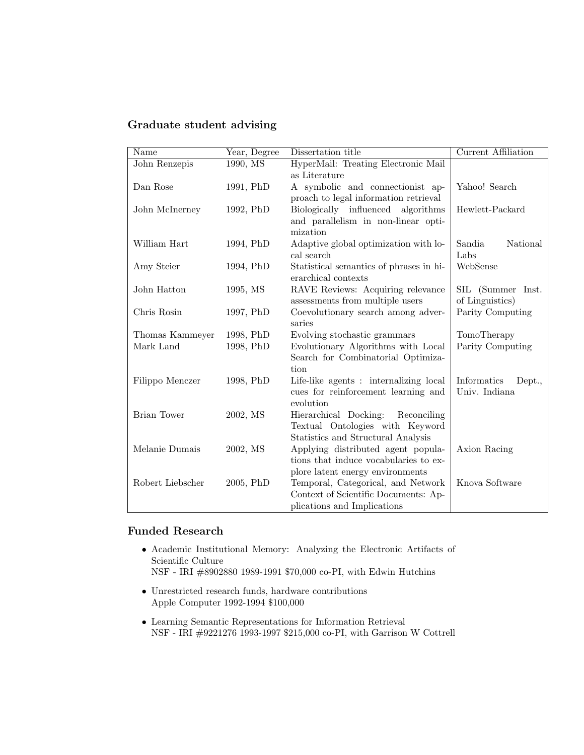### Graduate student advising

| Name | Year, Degree | Dissertation title | Current Affiliation |
|---|---|---|---|
| John Renzepis | 1990, MS | HyperMail: Treating Electronic Mail as Literature | |
| Dan Rose | 1991, PhD | A symbolic and connectionist approach to legal information retrieval | Yahoo! Search |
| John McInerney | 1992, PhD | Biologically influenced algorithms and parallelism in non-linear optimization | Hewlett-Packard |
| William Hart | 1994, PhD | Adaptive global optimization with local search | Sandia National Labs |
| Amy Steier | 1994, PhD | Statistical semantics of phrases in hierarchical contexts | WebSense |
| John Hatton | 1995, MS | RAVE Reviews: Acquiring relevance assessments from multiple users | SIL (Summer Inst. of Linguistics) |
| Chris Rosin | 1997, PhD | Coevolutionary search among adversaries | Parity Computing |
| Thomas Kammeyer | 1998, PhD | Evolving stochastic grammars | TomoTherapy |
| Mark Land | 1998, PhD | Evolutionary Algorithms with Local Search for Combinatorial Optimization | Parity Computing |
| Filippo Menczer | 1998, PhD | Life-like agents : internalizing local cues for reinforcement learning and evolution | Informatics Dept., Univ. Indiana |
| Brian Tower | 2002, MS | Hierarchical Docking: Reconciling Textual Ontologies with Keyword Statistics and Structural Analysis | |
| Melanie Dumais | 2002, MS | Applying distributed agent populations that induce vocabularies to explore latent energy environments | Axion Racing |
| Robert Liebscher | 2005, PhD | Temporal, Categorical, and Network Context of Scientific Documents: Applications and Implications | Knova Software |

### Funded Research

- Academic Institutional Memory: Analyzing the Electronic Artifacts of Scientific Culture
  NSF - IRI #8902880 1989-1991 $70,000 co-PI, with Edwin Hutchins
- Unrestricted research funds, hardware contributions
  Apple Computer 1992-1994 $100,000
- Learning Semantic Representations for Information Retrieval
  NSF - IRI #9221276 1993-1997 $215,000 co-PI, with Garrison W Cottrell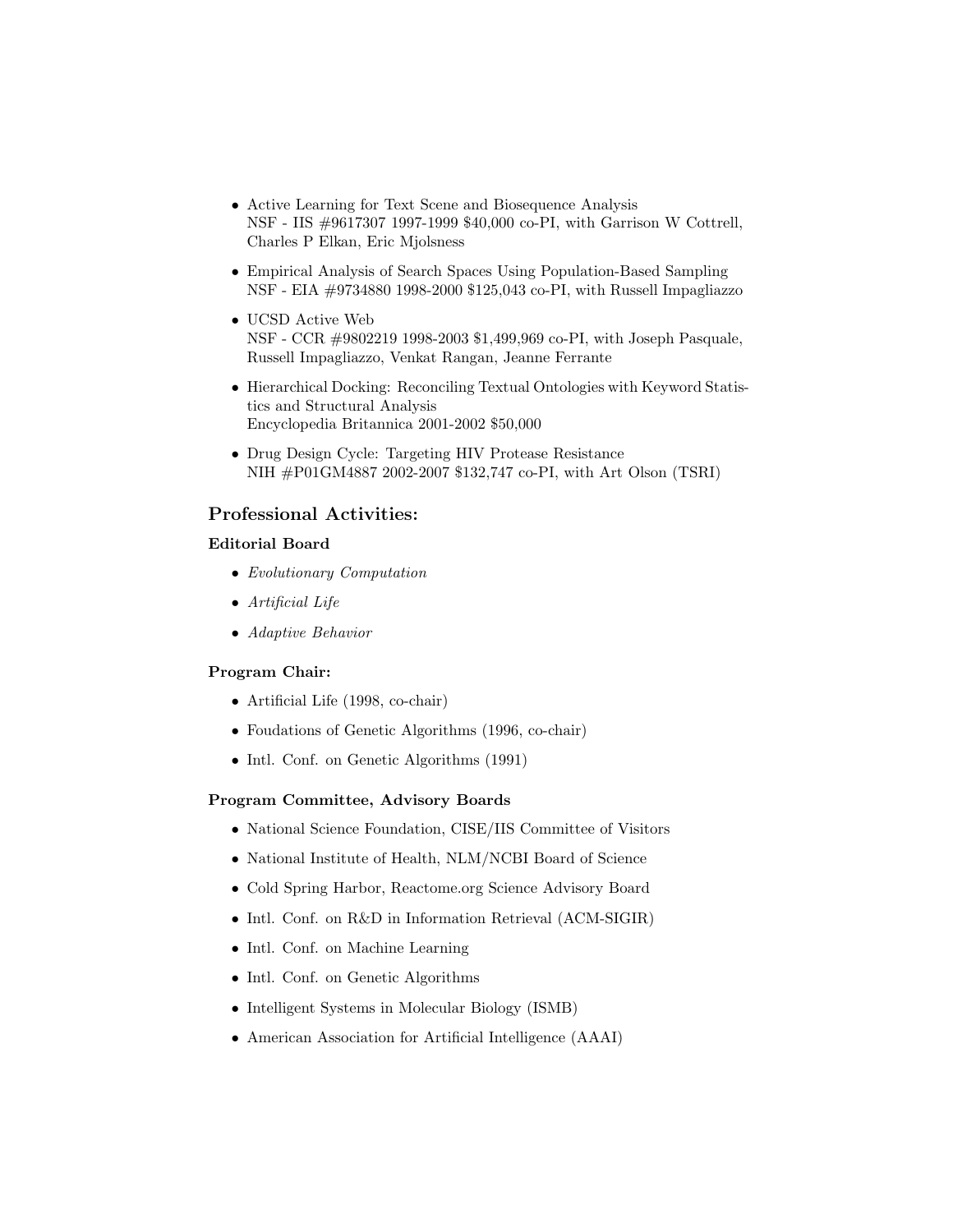- Active Learning for Text Scene and Biosequence Analysis
  NSF - IIS #9617307 1997-1999 $40,000 co-PI, with Garrison W Cottrell, Charles P Elkan, Eric Mjolsness

- Empirical Analysis of Search Spaces Using Population-Based Sampling
  NSF - EIA #9734880 1998-2000 $125,043 co-PI, with Russell Impagliazzo

- UCSD Active Web
  NSF - CCR #9802219 1998-2003 $1,499,969 co-PI, with Joseph Pasquale, Russell Impagliazzo, Venkat Rangan, Jeanne Ferrante

- Hierarchical Docking: Reconciling Textual Ontologies with Keyword Statistics and Structural Analysis
  Encyclopedia Britannica 2001-2002 $50,000

- Drug Design Cycle: Targeting HIV Protease Resistance
  NIH #P01GM4887 2002-2007 $132,747 co-PI, with Art Olson (TSRI)

## Professional Activities:

### Editorial Board

- *Evolutionary Computation*
- *Artificial Life*
- *Adaptive Behavior*

### Program Chair:

- Artificial Life (1998, co-chair)
- Foudations of Genetic Algorithms (1996, co-chair)
- Intl. Conf. on Genetic Algorithms (1991)

### Program Committee, Advisory Boards

- National Science Foundation, CISE/IIS Committee of Visitors
- National Institute of Health, NLM/NCBI Board of Science
- Cold Spring Harbor, Reactome.org Science Advisory Board
- Intl. Conf. on R&D in Information Retrieval (ACM-SIGIR)
- Intl. Conf. on Machine Learning
- Intl. Conf. on Genetic Algorithms
- Intelligent Systems in Molecular Biology (ISMB)
- American Association for Artificial Intelligence (AAAI)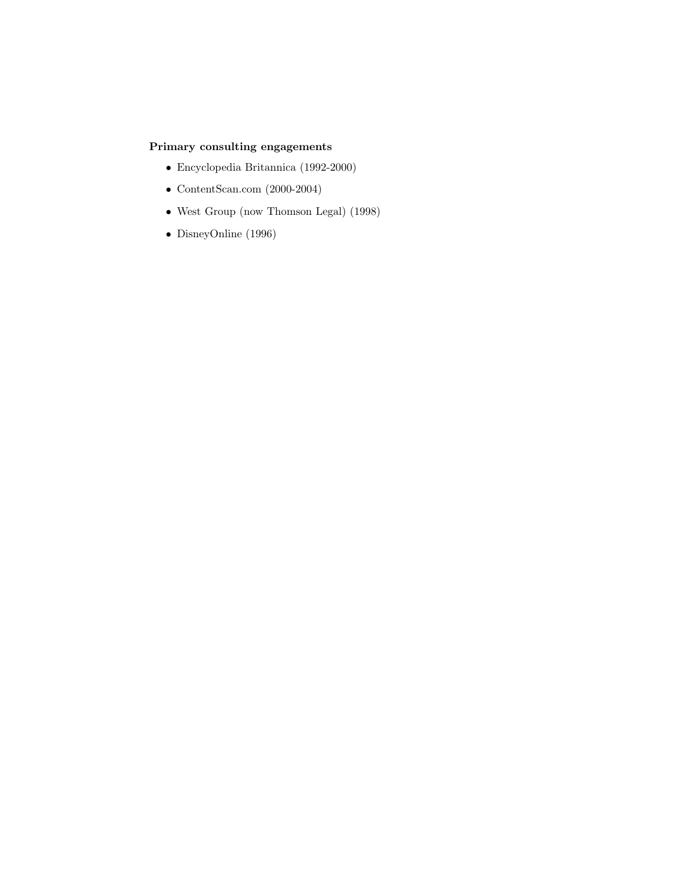**Primary consulting engagements**

- Encyclopedia Britannica (1992-2000)
- ContentScan.com (2000-2004)
- West Group (now Thomson Legal) (1998)
- DisneyOnline (1996)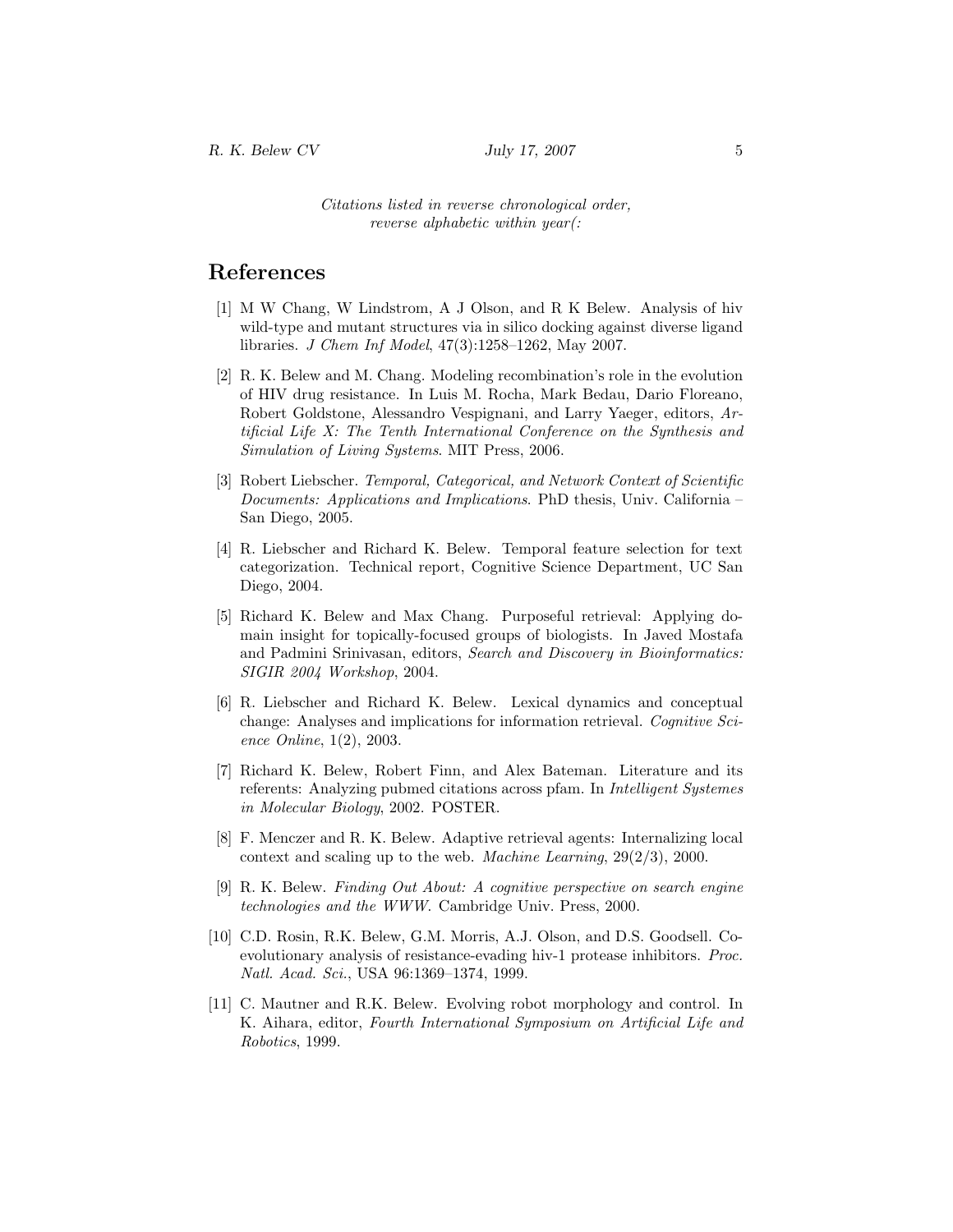*Citations listed in reverse chronological order,*
*reverse alphabetic within year(:*

# References

[1] M W Chang, W Lindstrom, A J Olson, and R K Belew. Analysis of hiv wild-type and mutant structures via in silico docking against diverse ligand libraries. *J Chem Inf Model*, 47(3):1258–1262, May 2007.

[2] R. K. Belew and M. Chang. Modeling recombination's role in the evolution of HIV drug resistance. In Luis M. Rocha, Mark Bedau, Dario Floreano, Robert Goldstone, Alessandro Vespignani, and Larry Yaeger, editors, *Artificial Life X: The Tenth International Conference on the Synthesis and Simulation of Living Systems*. MIT Press, 2006.

[3] Robert Liebscher. *Temporal, Categorical, and Network Context of Scientific Documents: Applications and Implications*. PhD thesis, Univ. California – San Diego, 2005.

[4] R. Liebscher and Richard K. Belew. Temporal feature selection for text categorization. Technical report, Cognitive Science Department, UC San Diego, 2004.

[5] Richard K. Belew and Max Chang. Purposeful retrieval: Applying domain insight for topically-focused groups of biologists. In Javed Mostafa and Padmini Srinivasan, editors, *Search and Discovery in Bioinformatics: SIGIR 2004 Workshop*, 2004.

[6] R. Liebscher and Richard K. Belew. Lexical dynamics and conceptual change: Analyses and implications for information retrieval. *Cognitive Science Online*, 1(2), 2003.

[7] Richard K. Belew, Robert Finn, and Alex Bateman. Literature and its referents: Analyzing pubmed citations across pfam. In *Intelligent Systemes in Molecular Biology*, 2002. POSTER.

[8] F. Menczer and R. K. Belew. Adaptive retrieval agents: Internalizing local context and scaling up to the web. *Machine Learning*, 29(2/3), 2000.

[9] R. K. Belew. *Finding Out About: A cognitive perspective on search engine technologies and the WWW*. Cambridge Univ. Press, 2000.

[10] C.D. Rosin, R.K. Belew, G.M. Morris, A.J. Olson, and D.S. Goodsell. Coevolutionary analysis of resistance-evading hiv-1 protease inhibitors. *Proc. Natl. Acad. Sci.*, USA 96:1369–1374, 1999.

[11] C. Mautner and R.K. Belew. Evolving robot morphology and control. In K. Aihara, editor, *Fourth International Symposium on Artificial Life and Robotics*, 1999.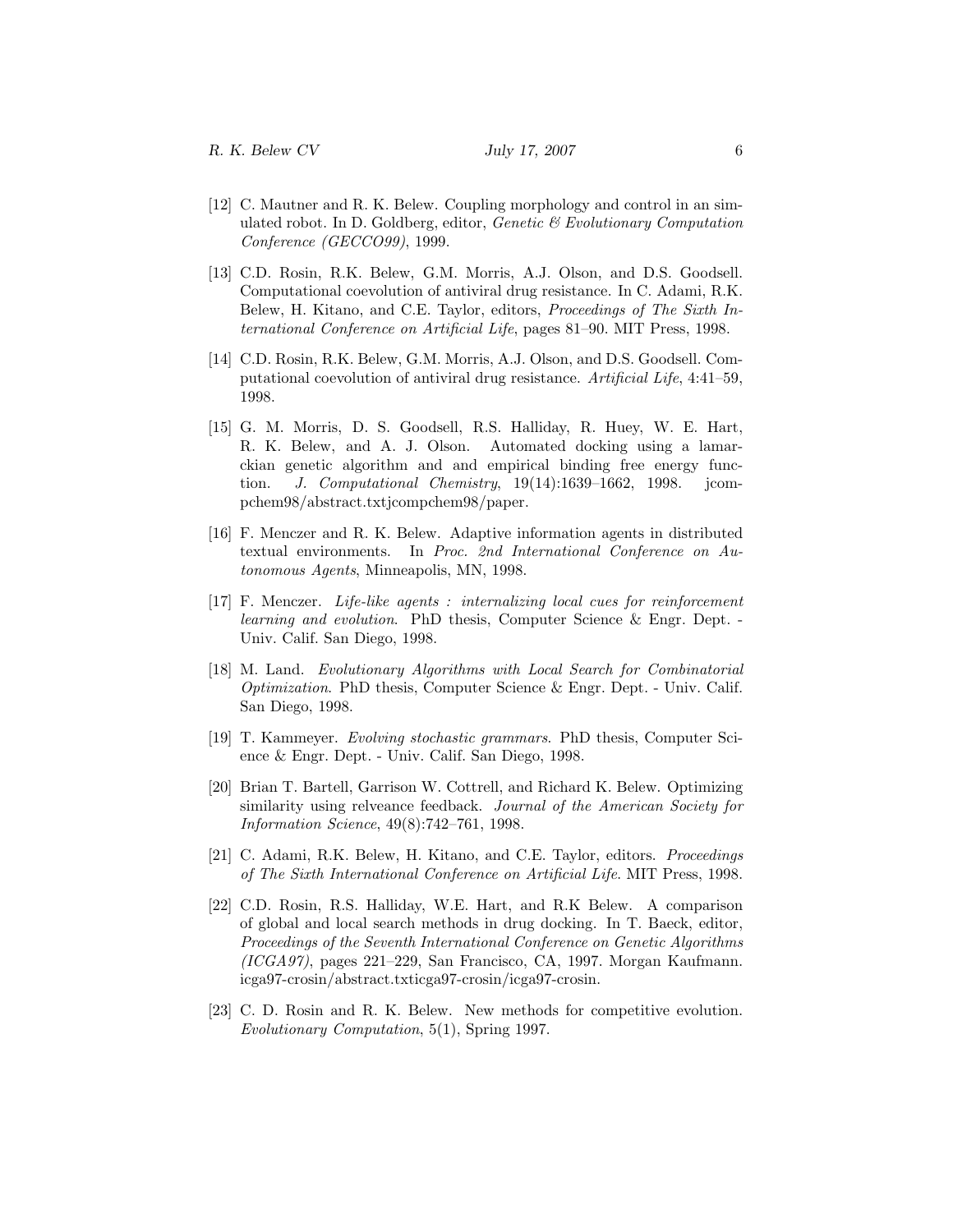[12] C. Mautner and R. K. Belew. Coupling morphology and control in an simulated robot. In D. Goldberg, editor, *Genetic & Evolutionary Computation Conference (GECCO99)*, 1999.

[13] C.D. Rosin, R.K. Belew, G.M. Morris, A.J. Olson, and D.S. Goodsell. Computational coevolution of antiviral drug resistance. In C. Adami, R.K. Belew, H. Kitano, and C.E. Taylor, editors, *Proceedings of The Sixth International Conference on Artificial Life*, pages 81–90. MIT Press, 1998.

[14] C.D. Rosin, R.K. Belew, G.M. Morris, A.J. Olson, and D.S. Goodsell. Computational coevolution of antiviral drug resistance. *Artificial Life*, 4:41–59, 1998.

[15] G. M. Morris, D. S. Goodsell, R.S. Halliday, R. Huey, W. E. Hart, R. K. Belew, and A. J. Olson. Automated docking using a lamarckian genetic algorithm and and empirical binding free energy function. *J. Computational Chemistry*, 19(14):1639–1662, 1998. jcompchem98/abstract.txtjcompchem98/paper.

[16] F. Menczer and R. K. Belew. Adaptive information agents in distributed textual environments. In *Proc. 2nd International Conference on Autonomous Agents*, Minneapolis, MN, 1998.

[17] F. Menczer. *Life-like agents : internalizing local cues for reinforcement learning and evolution*. PhD thesis, Computer Science & Engr. Dept. - Univ. Calif. San Diego, 1998.

[18] M. Land. *Evolutionary Algorithms with Local Search for Combinatorial Optimization*. PhD thesis, Computer Science & Engr. Dept. - Univ. Calif. San Diego, 1998.

[19] T. Kammeyer. *Evolving stochastic grammars*. PhD thesis, Computer Science & Engr. Dept. - Univ. Calif. San Diego, 1998.

[20] Brian T. Bartell, Garrison W. Cottrell, and Richard K. Belew. Optimizing similarity using relveance feedback. *Journal of the American Society for Information Science*, 49(8):742–761, 1998.

[21] C. Adami, R.K. Belew, H. Kitano, and C.E. Taylor, editors. *Proceedings of The Sixth International Conference on Artificial Life*. MIT Press, 1998.

[22] C.D. Rosin, R.S. Halliday, W.E. Hart, and R.K Belew. A comparison of global and local search methods in drug docking. In T. Baeck, editor, *Proceedings of the Seventh International Conference on Genetic Algorithms (ICGA97)*, pages 221–229, San Francisco, CA, 1997. Morgan Kaufmann. icga97-crosin/abstract.txticga97-crosin/icga97-crosin.

[23] C. D. Rosin and R. K. Belew. New methods for competitive evolution. *Evolutionary Computation*, 5(1), Spring 1997.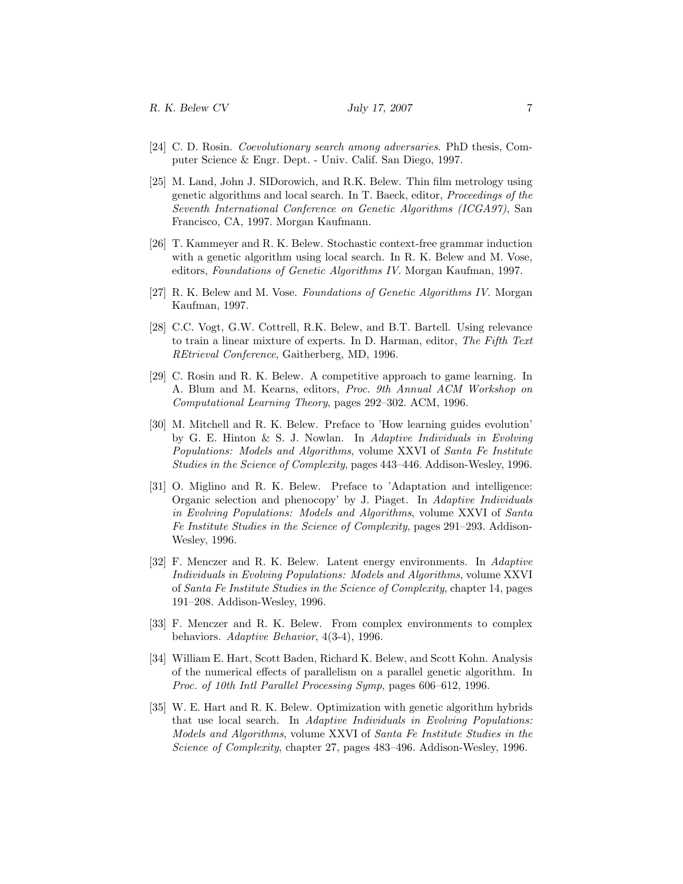[24] C. D. Rosin. *Coevolutionary search among adversaries*. PhD thesis, Computer Science & Engr. Dept. - Univ. Calif. San Diego, 1997.

[25] M. Land, John J. SIDorowich, and R.K. Belew. Thin film metrology using genetic algorithms and local search. In T. Baeck, editor, *Proceedings of the Seventh International Conference on Genetic Algorithms (ICGA97)*, San Francisco, CA, 1997. Morgan Kaufmann.

[26] T. Kammeyer and R. K. Belew. Stochastic context-free grammar induction with a genetic algorithm using local search. In R. K. Belew and M. Vose, editors, *Foundations of Genetic Algorithms IV*. Morgan Kaufman, 1997.

[27] R. K. Belew and M. Vose. *Foundations of Genetic Algorithms IV*. Morgan Kaufman, 1997.

[28] C.C. Vogt, G.W. Cottrell, R.K. Belew, and B.T. Bartell. Using relevance to train a linear mixture of experts. In D. Harman, editor, *The Fifth Text REtrieval Conference*, Gaitherberg, MD, 1996.

[29] C. Rosin and R. K. Belew. A competitive approach to game learning. In A. Blum and M. Kearns, editors, *Proc. 9th Annual ACM Workshop on Computational Learning Theory*, pages 292–302. ACM, 1996.

[30] M. Mitchell and R. K. Belew. Preface to 'How learning guides evolution' by G. E. Hinton & S. J. Nowlan. In *Adaptive Individuals in Evolving Populations: Models and Algorithms*, volume XXVI of *Santa Fe Institute Studies in the Science of Complexity*, pages 443–446. Addison-Wesley, 1996.

[31] O. Miglino and R. K. Belew. Preface to 'Adaptation and intelligence: Organic selection and phenocopy' by J. Piaget. In *Adaptive Individuals in Evolving Populations: Models and Algorithms*, volume XXVI of *Santa Fe Institute Studies in the Science of Complexity*, pages 291–293. Addison-Wesley, 1996.

[32] F. Menczer and R. K. Belew. Latent energy environments. In *Adaptive Individuals in Evolving Populations: Models and Algorithms*, volume XXVI of *Santa Fe Institute Studies in the Science of Complexity*, chapter 14, pages 191–208. Addison-Wesley, 1996.

[33] F. Menczer and R. K. Belew. From complex environments to complex behaviors. *Adaptive Behavior*, 4(3-4), 1996.

[34] William E. Hart, Scott Baden, Richard K. Belew, and Scott Kohn. Analysis of the numerical effects of parallelism on a parallel genetic algorithm. In *Proc. of 10th Intl Parallel Processing Symp*, pages 606–612, 1996.

[35] W. E. Hart and R. K. Belew. Optimization with genetic algorithm hybrids that use local search. In *Adaptive Individuals in Evolving Populations: Models and Algorithms*, volume XXVI of *Santa Fe Institute Studies in the Science of Complexity*, chapter 27, pages 483–496. Addison-Wesley, 1996.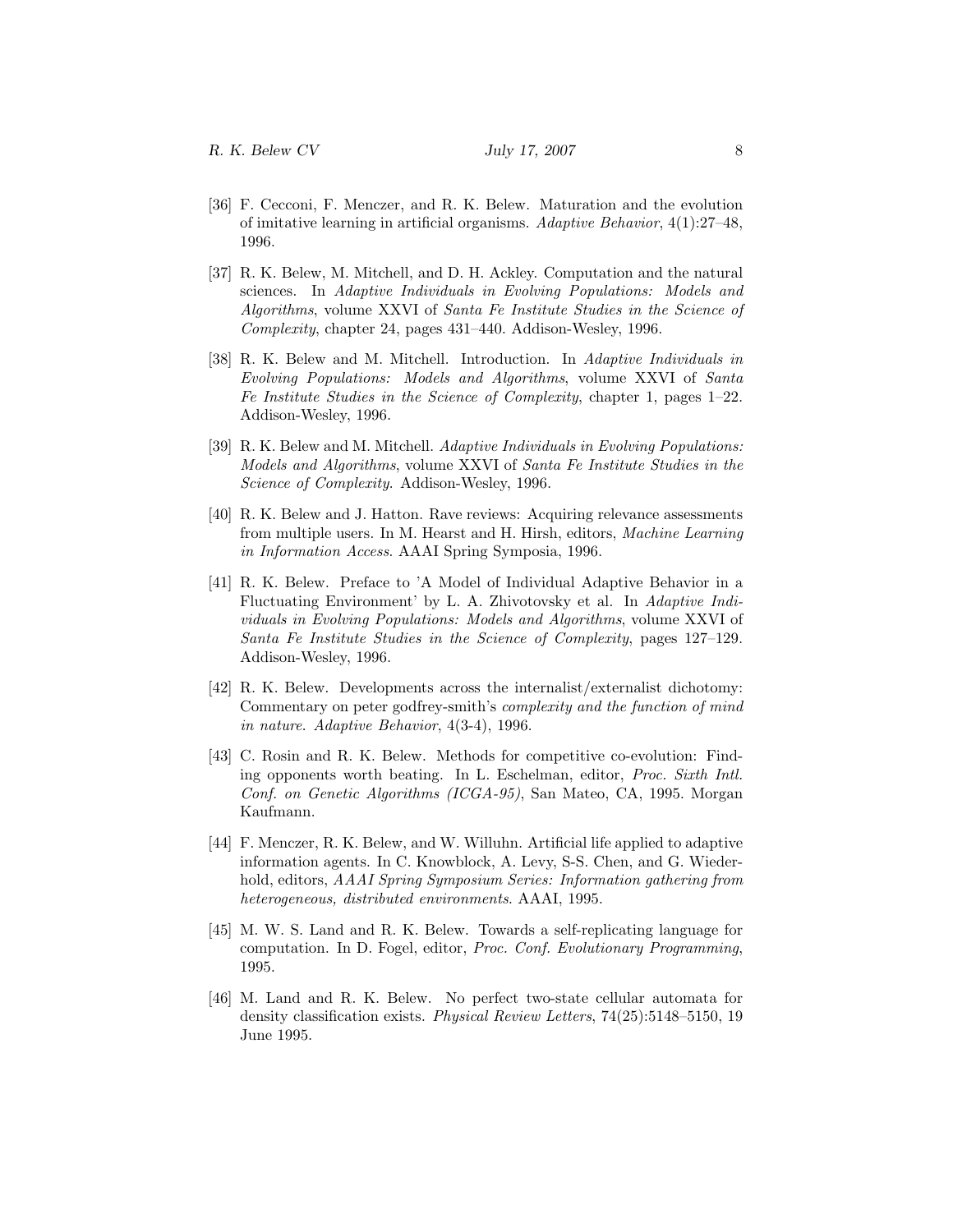[36] F. Cecconi, F. Menczer, and R. K. Belew. Maturation and the evolution of imitative learning in artificial organisms. *Adaptive Behavior*, 4(1):27–48, 1996.

[37] R. K. Belew, M. Mitchell, and D. H. Ackley. Computation and the natural sciences. In *Adaptive Individuals in Evolving Populations: Models and Algorithms*, volume XXVI of *Santa Fe Institute Studies in the Science of Complexity*, chapter 24, pages 431–440. Addison-Wesley, 1996.

[38] R. K. Belew and M. Mitchell. Introduction. In *Adaptive Individuals in Evolving Populations: Models and Algorithms*, volume XXVI of *Santa Fe Institute Studies in the Science of Complexity*, chapter 1, pages 1–22. Addison-Wesley, 1996.

[39] R. K. Belew and M. Mitchell. *Adaptive Individuals in Evolving Populations: Models and Algorithms*, volume XXVI of *Santa Fe Institute Studies in the Science of Complexity*. Addison-Wesley, 1996.

[40] R. K. Belew and J. Hatton. Rave reviews: Acquiring relevance assessments from multiple users. In M. Hearst and H. Hirsh, editors, *Machine Learning in Information Access*. AAAI Spring Symposia, 1996.

[41] R. K. Belew. Preface to 'A Model of Individual Adaptive Behavior in a Fluctuating Environment' by L. A. Zhivotovsky et al. In *Adaptive Individuals in Evolving Populations: Models and Algorithms*, volume XXVI of *Santa Fe Institute Studies in the Science of Complexity*, pages 127–129. Addison-Wesley, 1996.

[42] R. K. Belew. Developments across the internalist/externalist dichotomy: Commentary on peter godfrey-smith's *complexity and the function of mind in nature*. *Adaptive Behavior*, 4(3-4), 1996.

[43] C. Rosin and R. K. Belew. Methods for competitive co-evolution: Finding opponents worth beating. In L. Eschelman, editor, *Proc. Sixth Intl. Conf. on Genetic Algorithms (ICGA-95)*, San Mateo, CA, 1995. Morgan Kaufmann.

[44] F. Menczer, R. K. Belew, and W. Willuhn. Artificial life applied to adaptive information agents. In C. Knowblock, A. Levy, S-S. Chen, and G. Wiederhold, editors, *AAAI Spring Symposium Series: Information gathering from heterogeneous, distributed environments*. AAAI, 1995.

[45] M. W. S. Land and R. K. Belew. Towards a self-replicating language for computation. In D. Fogel, editor, *Proc. Conf. Evolutionary Programming*, 1995.

[46] M. Land and R. K. Belew. No perfect two-state cellular automata for density classification exists. *Physical Review Letters*, 74(25):5148–5150, 19 June 1995.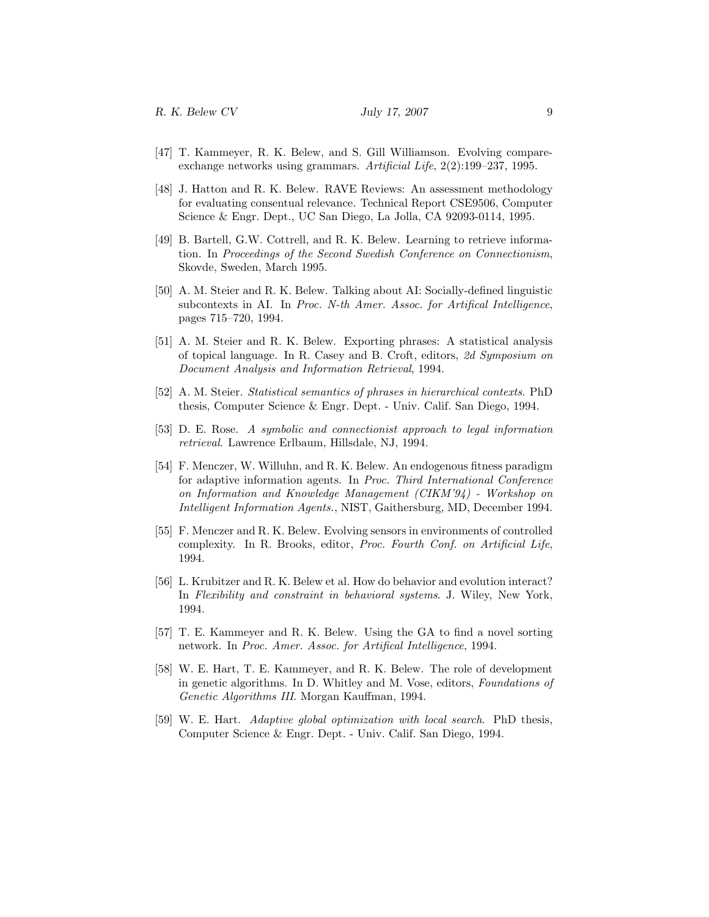[47] T. Kammeyer, R. K. Belew, and S. Gill Williamson. Evolving compare-exchange networks using grammars. *Artificial Life*, 2(2):199–237, 1995.

[48] J. Hatton and R. K. Belew. RAVE Reviews: An assessment methodology for evaluating consentual relevance. Technical Report CSE9506, Computer Science & Engr. Dept., UC San Diego, La Jolla, CA 92093-0114, 1995.

[49] B. Bartell, G.W. Cottrell, and R. K. Belew. Learning to retrieve information. In *Proceedings of the Second Swedish Conference on Connectionism*, Skovde, Sweden, March 1995.

[50] A. M. Steier and R. K. Belew. Talking about AI: Socially-defined linguistic subcontexts in AI. In *Proc. N-th Amer. Assoc. for Artifical Intelligence*, pages 715–720, 1994.

[51] A. M. Steier and R. K. Belew. Exporting phrases: A statistical analysis of topical language. In R. Casey and B. Croft, editors, *2d Symposium on Document Analysis and Information Retrieval*, 1994.

[52] A. M. Steier. *Statistical semantics of phrases in hierarchical contexts*. PhD thesis, Computer Science & Engr. Dept. - Univ. Calif. San Diego, 1994.

[53] D. E. Rose. *A symbolic and connectionist approach to legal information retrieval*. Lawrence Erlbaum, Hillsdale, NJ, 1994.

[54] F. Menczer, W. Willuhn, and R. K. Belew. An endogenous fitness paradigm for adaptive information agents. In *Proc. Third International Conference on Information and Knowledge Management (CIKM'94) - Workshop on Intelligent Information Agents.*, NIST, Gaithersburg, MD, December 1994.

[55] F. Menczer and R. K. Belew. Evolving sensors in environments of controlled complexity. In R. Brooks, editor, *Proc. Fourth Conf. on Artificial Life*, 1994.

[56] L. Krubitzer and R. K. Belew et al. How do behavior and evolution interact? In *Flexibility and constraint in behavioral systems*. J. Wiley, New York, 1994.

[57] T. E. Kammeyer and R. K. Belew. Using the GA to find a novel sorting network. In *Proc. Amer. Assoc. for Artifical Intelligence*, 1994.

[58] W. E. Hart, T. E. Kammeyer, and R. K. Belew. The role of development in genetic algorithms. In D. Whitley and M. Vose, editors, *Foundations of Genetic Algorithms III*. Morgan Kauffman, 1994.

[59] W. E. Hart. *Adaptive global optimization with local search*. PhD thesis, Computer Science & Engr. Dept. - Univ. Calif. San Diego, 1994.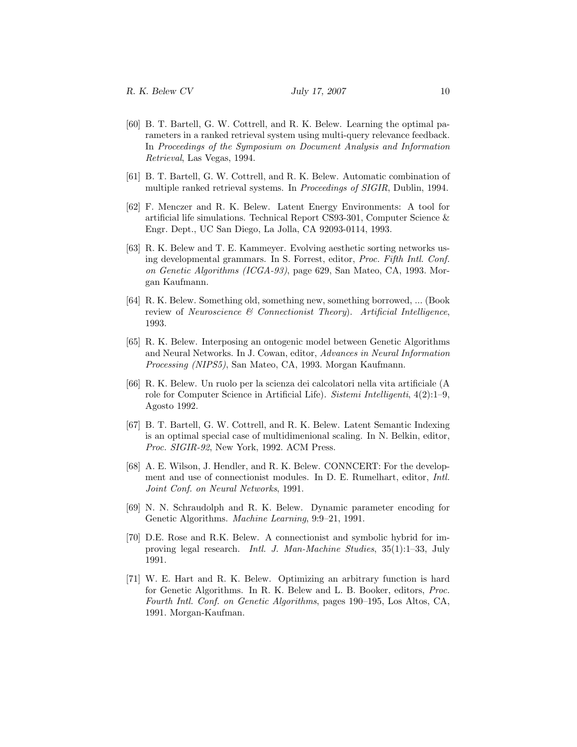[60] B. T. Bartell, G. W. Cottrell, and R. K. Belew. Learning the optimal parameters in a ranked retrieval system using multi-query relevance feedback. In *Proceedings of the Symposium on Document Analysis and Information Retrieval*, Las Vegas, 1994.

[61] B. T. Bartell, G. W. Cottrell, and R. K. Belew. Automatic combination of multiple ranked retrieval systems. In *Proceedings of SIGIR*, Dublin, 1994.

[62] F. Menczer and R. K. Belew. Latent Energy Environments: A tool for artificial life simulations. Technical Report CS93-301, Computer Science & Engr. Dept., UC San Diego, La Jolla, CA 92093-0114, 1993.

[63] R. K. Belew and T. E. Kammeyer. Evolving aesthetic sorting networks using developmental grammars. In S. Forrest, editor, *Proc. Fifth Intl. Conf. on Genetic Algorithms (ICGA-93)*, page 629, San Mateo, CA, 1993. Morgan Kaufmann.

[64] R. K. Belew. Something old, something new, something borrowed, ... (Book review of *Neuroscience & Connectionist Theory*). *Artificial Intelligence*, 1993.

[65] R. K. Belew. Interposing an ontogenic model between Genetic Algorithms and Neural Networks. In J. Cowan, editor, *Advances in Neural Information Processing (NIPS5)*, San Mateo, CA, 1993. Morgan Kaufmann.

[66] R. K. Belew. Un ruolo per la scienza dei calcolatori nella vita artificiale (A role for Computer Science in Artificial Life). *Sistemi Intelligenti*, 4(2):1–9, Agosto 1992.

[67] B. T. Bartell, G. W. Cottrell, and R. K. Belew. Latent Semantic Indexing is an optimal special case of multidimenional scaling. In N. Belkin, editor, *Proc. SIGIR-92*, New York, 1992. ACM Press.

[68] A. E. Wilson, J. Hendler, and R. K. Belew. CONNCERT: For the development and use of connectionist modules. In D. E. Rumelhart, editor, *Intl. Joint Conf. on Neural Networks*, 1991.

[69] N. N. Schraudolph and R. K. Belew. Dynamic parameter encoding for Genetic Algorithms. *Machine Learning*, 9:9–21, 1991.

[70] D.E. Rose and R.K. Belew. A connectionist and symbolic hybrid for improving legal research. *Intl. J. Man-Machine Studies*, 35(1):1–33, July 1991.

[71] W. E. Hart and R. K. Belew. Optimizing an arbitrary function is hard for Genetic Algorithms. In R. K. Belew and L. B. Booker, editors, *Proc. Fourth Intl. Conf. on Genetic Algorithms*, pages 190–195, Los Altos, CA, 1991. Morgan-Kaufman.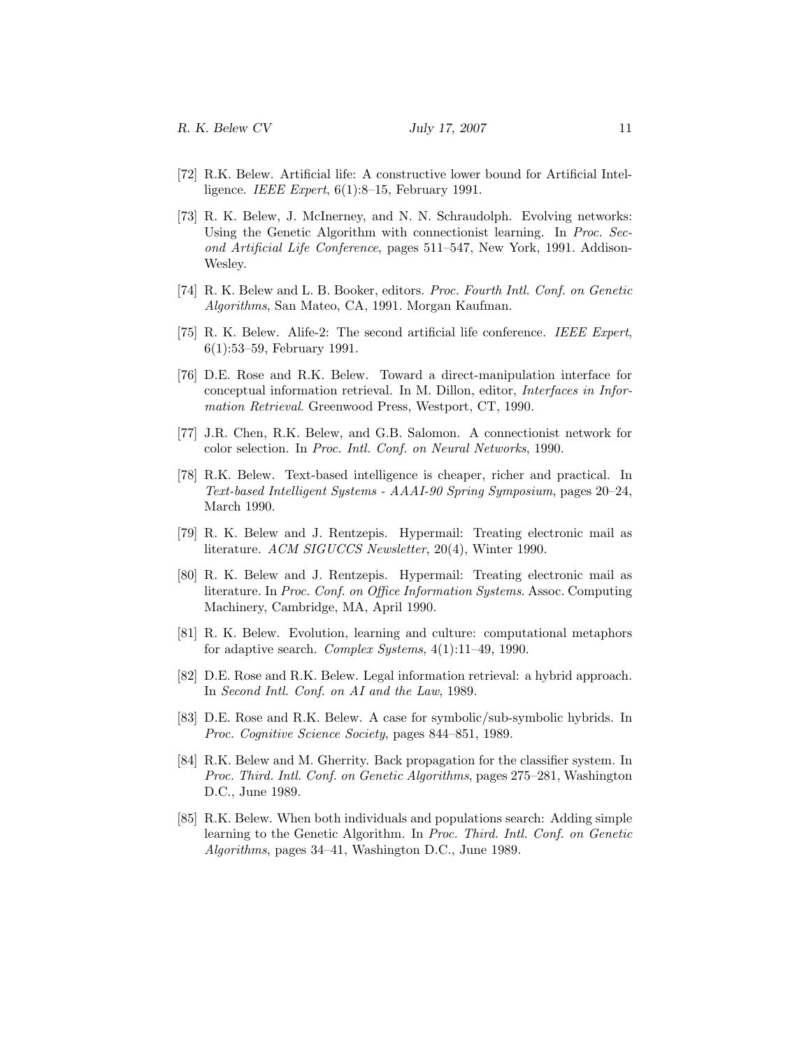[72] R.K. Belew. Artificial life: A constructive lower bound for Artificial Intelligence. *IEEE Expert*, 6(1):8–15, February 1991.

[73] R. K. Belew, J. McInerney, and N. N. Schraudolph. Evolving networks: Using the Genetic Algorithm with connectionist learning. In *Proc. Second Artificial Life Conference*, pages 511–547, New York, 1991. Addison-Wesley.

[74] R. K. Belew and L. B. Booker, editors. *Proc. Fourth Intl. Conf. on Genetic Algorithms*, San Mateo, CA, 1991. Morgan Kaufman.

[75] R. K. Belew. Alife-2: The second artificial life conference. *IEEE Expert*, 6(1):53–59, February 1991.

[76] D.E. Rose and R.K. Belew. Toward a direct-manipulation interface for conceptual information retrieval. In M. Dillon, editor, *Interfaces in Information Retrieval*. Greenwood Press, Westport, CT, 1990.

[77] J.R. Chen, R.K. Belew, and G.B. Salomon. A connectionist network for color selection. In *Proc. Intl. Conf. on Neural Networks*, 1990.

[78] R.K. Belew. Text-based intelligence is cheaper, richer and practical. In *Text-based Intelligent Systems - AAAI-90 Spring Symposium*, pages 20–24, March 1990.

[79] R. K. Belew and J. Rentzepis. Hypermail: Treating electronic mail as literature. *ACM SIGUCCS Newsletter*, 20(4), Winter 1990.

[80] R. K. Belew and J. Rentzepis. Hypermail: Treating electronic mail as literature. In *Proc. Conf. on Office Information Systems*. Assoc. Computing Machinery, Cambridge, MA, April 1990.

[81] R. K. Belew. Evolution, learning and culture: computational metaphors for adaptive search. *Complex Systems*, 4(1):11–49, 1990.

[82] D.E. Rose and R.K. Belew. Legal information retrieval: a hybrid approach. In *Second Intl. Conf. on AI and the Law*, 1989.

[83] D.E. Rose and R.K. Belew. A case for symbolic/sub-symbolic hybrids. In *Proc. Cognitive Science Society*, pages 844–851, 1989.

[84] R.K. Belew and M. Gherrity. Back propagation for the classifier system. In *Proc. Third. Intl. Conf. on Genetic Algorithms*, pages 275–281, Washington D.C., June 1989.

[85] R.K. Belew. When both individuals and populations search: Adding simple learning to the Genetic Algorithm. In *Proc. Third. Intl. Conf. on Genetic Algorithms*, pages 34–41, Washington D.C., June 1989.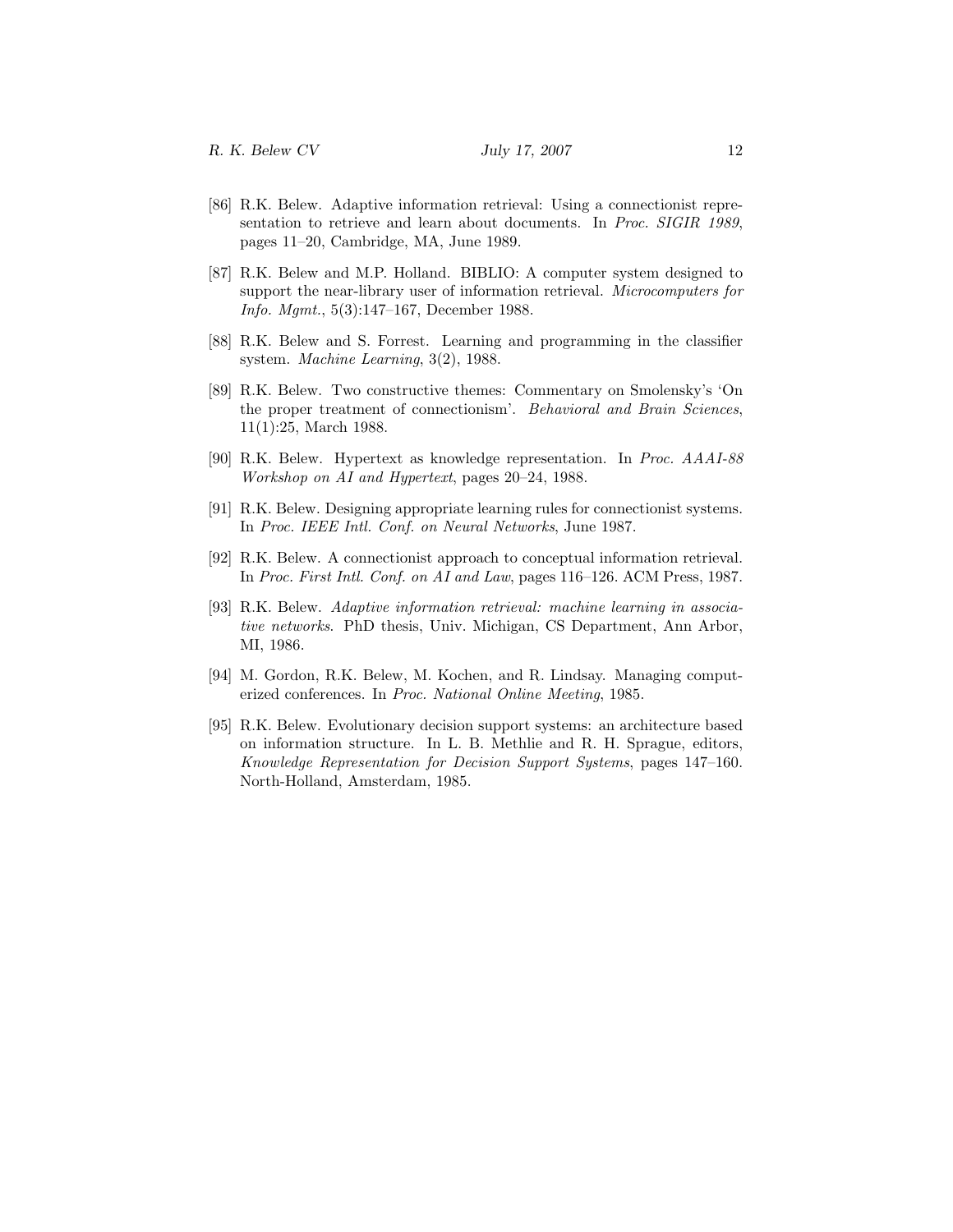[86] R.K. Belew. Adaptive information retrieval: Using a connectionist representation to retrieve and learn about documents. In *Proc. SIGIR 1989*, pages 11–20, Cambridge, MA, June 1989.

[87] R.K. Belew and M.P. Holland. BIBLIO: A computer system designed to support the near-library user of information retrieval. *Microcomputers for Info. Mgmt.*, 5(3):147–167, December 1988.

[88] R.K. Belew and S. Forrest. Learning and programming in the classifier system. *Machine Learning*, 3(2), 1988.

[89] R.K. Belew. Two constructive themes: Commentary on Smolensky's 'On the proper treatment of connectionism'. *Behavioral and Brain Sciences*, 11(1):25, March 1988.

[90] R.K. Belew. Hypertext as knowledge representation. In *Proc. AAAI-88 Workshop on AI and Hypertext*, pages 20–24, 1988.

[91] R.K. Belew. Designing appropriate learning rules for connectionist systems. In *Proc. IEEE Intl. Conf. on Neural Networks*, June 1987.

[92] R.K. Belew. A connectionist approach to conceptual information retrieval. In *Proc. First Intl. Conf. on AI and Law*, pages 116–126. ACM Press, 1987.

[93] R.K. Belew. *Adaptive information retrieval: machine learning in associative networks*. PhD thesis, Univ. Michigan, CS Department, Ann Arbor, MI, 1986.

[94] M. Gordon, R.K. Belew, M. Kochen, and R. Lindsay. Managing computerized conferences. In *Proc. National Online Meeting*, 1985.

[95] R.K. Belew. Evolutionary decision support systems: an architecture based on information structure. In L. B. Methlie and R. H. Sprague, editors, *Knowledge Representation for Decision Support Systems*, pages 147–160. North-Holland, Amsterdam, 1985.